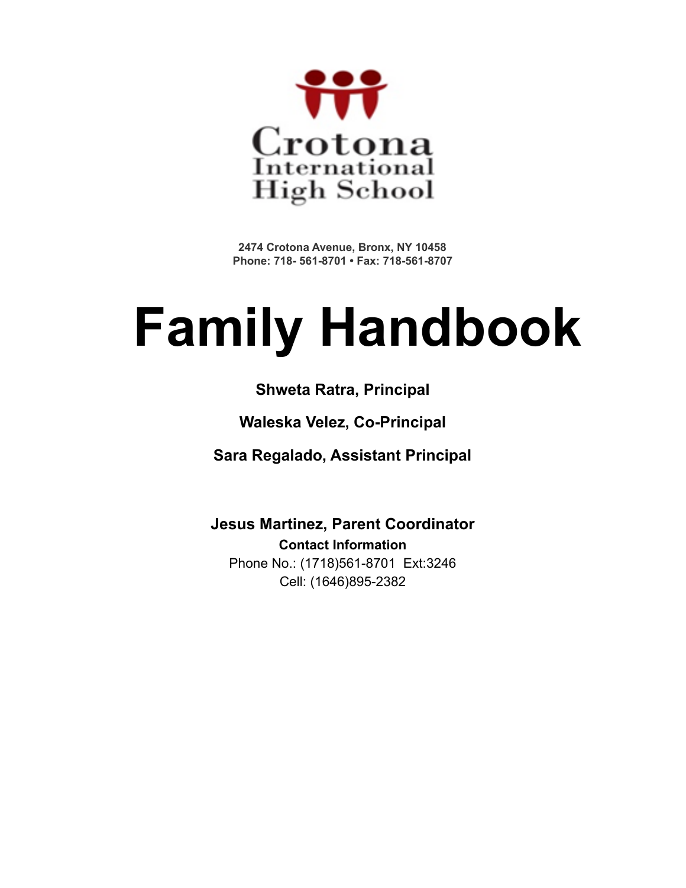Crotona International High School

**2474 Crotona Avenue, Bronx, NY 10458**
**Phone: 718- 561-8701 • Fax: 718-561-8707**

# Family Handbook

**Shweta Ratra, Principal**

**Waleska Velez, Co-Principal**

**Sara Regalado, Assistant Principal**

**Jesus Martinez, Parent Coordinator**

**Contact Information**

Phone No.: (1718)561-8701 Ext:3246

Cell: (1646)895-2382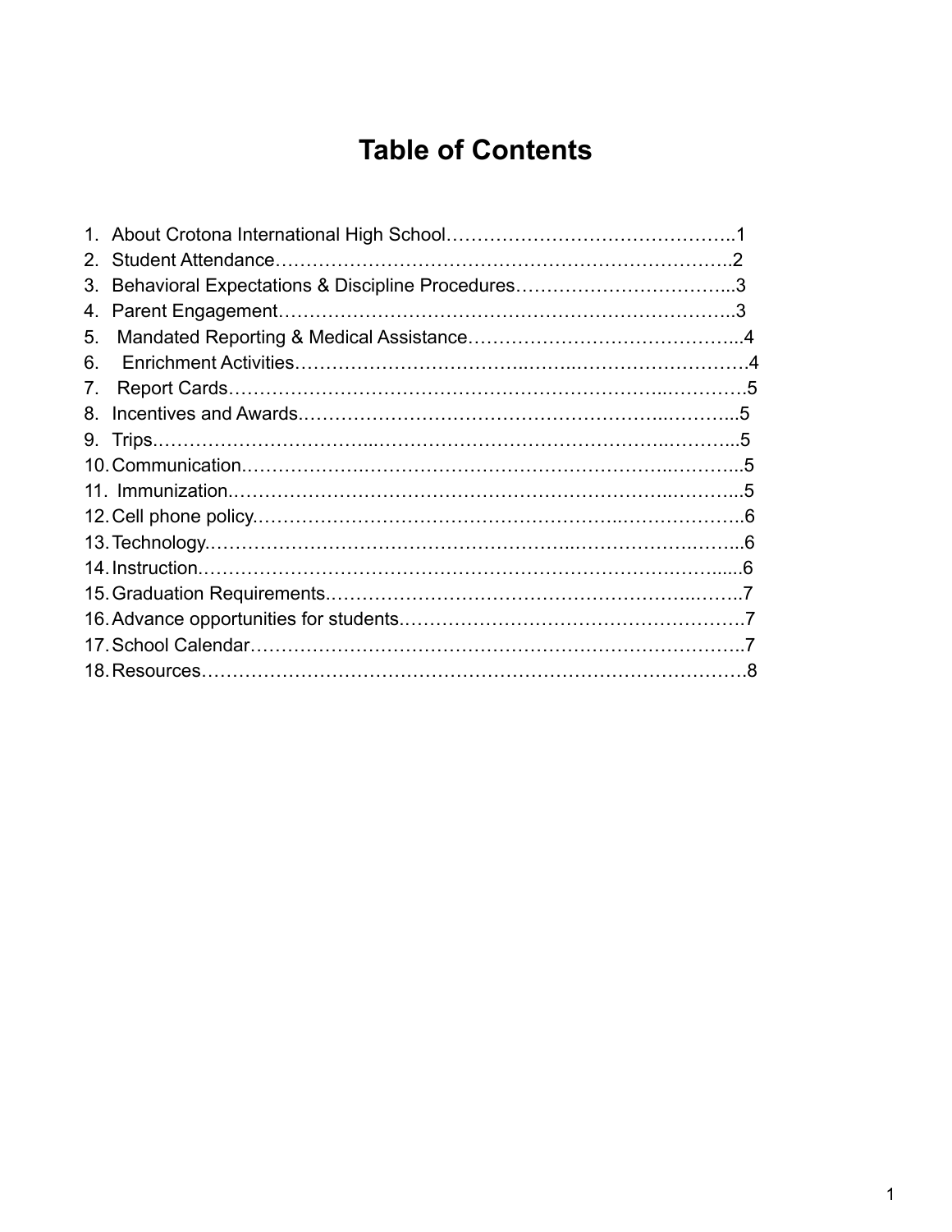# Table of Contents

1. About Crotona International High School……………………………………..1
2. Student Attendance……………………………………………………………..2
3. Behavioral Expectations & Discipline Procedures……………………………...3
4. Parent Engagement……………………………………………………………..3
5. Mandated Reporting & Medical Assistance……………………………………...4
6. Enrichment Activities…………………………………………………………….4
7. Report Cards……………………………………………………………………5
8. Incentives and Awards…………………………………………………………...5
9. Trips……………………………………………………………………………...5
10. Communication…………………………………………………………………..5
11. Immunization……………………………………………………………………..5
12. Cell phone policy…………………………………………………………………6
13. Technology………………………………………………………………………..6
14. Instruction…………………………………………………………………….....6
15. Graduation Requirements………………………………………………………..7
16. Advance opportunities for students……………………………………………….7
17. School Calendar…………………………………………………………………..7
18. Resources………………………………………………………………………….8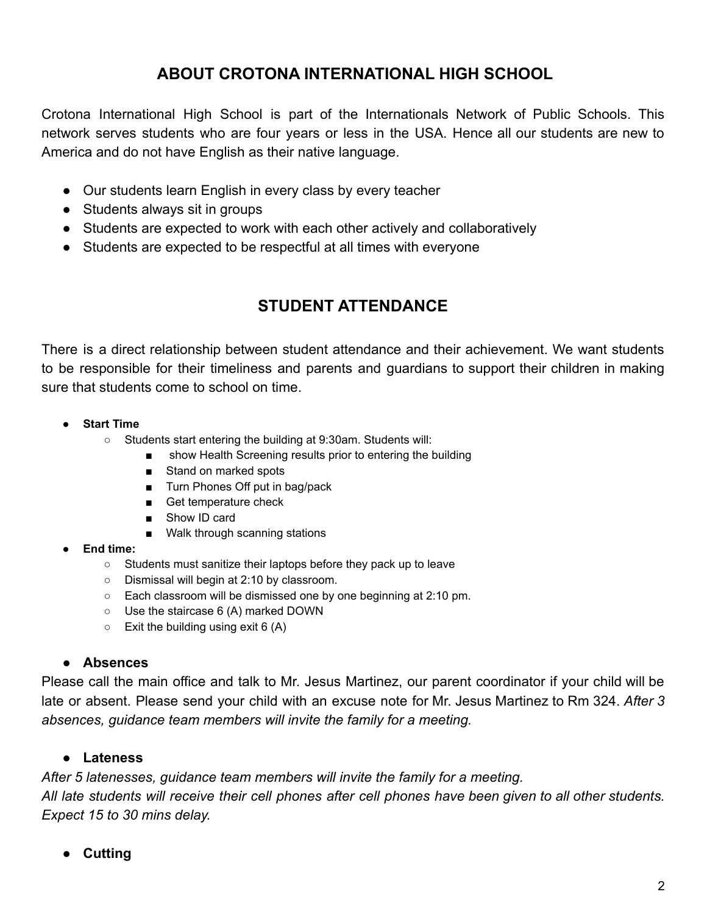## ABOUT CROTONA INTERNATIONAL HIGH SCHOOL

Crotona International High School is part of the Internationals Network of Public Schools. This network serves students who are four years or less in the USA. Hence all our students are new to America and do not have English as their native language.

- Our students learn English in every class by every teacher
- Students always sit in groups
- Students are expected to work with each other actively and collaboratively
- Students are expected to be respectful at all times with everyone

## STUDENT ATTENDANCE

There is a direct relationship between student attendance and their achievement. We want students to be responsible for their timeliness and parents and guardians to support their children in making sure that students come to school on time.

- **Start Time**
  - Students start entering the building at 9:30am. Students will:
    - show Health Screening results prior to entering the building
    - Stand on marked spots
    - Turn Phones Off put in bag/pack
    - Get temperature check
    - Show ID card
    - Walk through scanning stations
- **End time:**
  - Students must sanitize their laptops before they pack up to leave
  - Dismissal will begin at 2:10 by classroom.
  - Each classroom will be dismissed one by one beginning at 2:10 pm.
  - Use the staircase 6 (A) marked DOWN
  - Exit the building using exit 6 (A)

- **Absences**

Please call the main office and talk to Mr. Jesus Martinez, our parent coordinator if your child will be late or absent. Please send your child with an excuse note for Mr. Jesus Martinez to Rm 324. *After 3 absences, guidance team members will invite the family for a meeting.*

- **Lateness**

*After 5 latenesses, guidance team members will invite the family for a meeting.*
*All late students will receive their cell phones after cell phones have been given to all other students. Expect 15 to 30 mins delay.*

- **Cutting**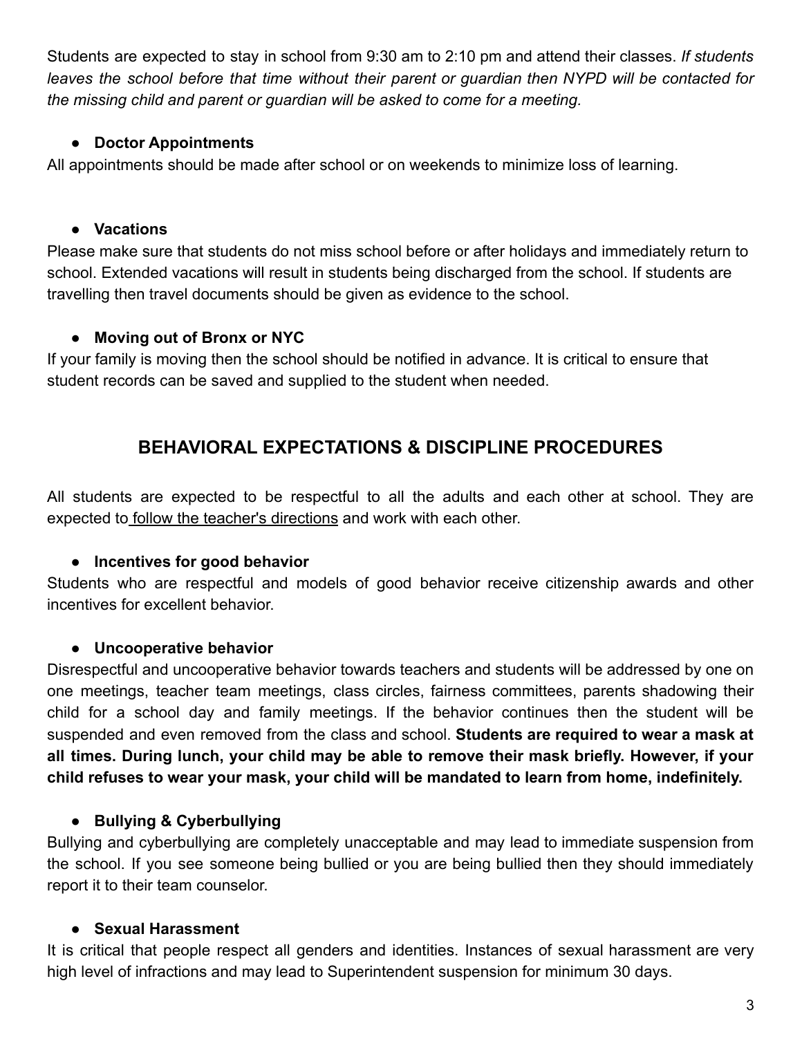Students are expected to stay in school from 9:30 am to 2:10 pm and attend their classes. *If students leaves the school before that time without their parent or guardian then NYPD will be contacted for the missing child and parent or guardian will be asked to come for a meeting.*

- **Doctor Appointments**

All appointments should be made after school or on weekends to minimize loss of learning.

- **Vacations**

Please make sure that students do not miss school before or after holidays and immediately return to school. Extended vacations will result in students being discharged from the school. If students are travelling then travel documents should be given as evidence to the school.

- **Moving out of Bronx or NYC**

If your family is moving then the school should be notified in advance. It is critical to ensure that student records can be saved and supplied to the student when needed.

## BEHAVIORAL EXPECTATIONS & DISCIPLINE PROCEDURES

All students are expected to be respectful to all the adults and each other at school. They are expected to follow the teacher's directions and work with each other.

- **Incentives for good behavior**

Students who are respectful and models of good behavior receive citizenship awards and other incentives for excellent behavior.

- **Uncooperative behavior**

Disrespectful and uncooperative behavior towards teachers and students will be addressed by one on one meetings, teacher team meetings, class circles, fairness committees, parents shadowing their child for a school day and family meetings. If the behavior continues then the student will be suspended and even removed from the class and school. **Students are required to wear a mask at all times. During lunch, your child may be able to remove their mask briefly. However, if your child refuses to wear your mask, your child will be mandated to learn from home, indefinitely.**

- **Bullying & Cyberbullying**

Bullying and cyberbullying are completely unacceptable and may lead to immediate suspension from the school. If you see someone being bullied or you are being bullied then they should immediately report it to their team counselor.

- **Sexual Harassment**

It is critical that people respect all genders and identities. Instances of sexual harassment are very high level of infractions and may lead to Superintendent suspension for minimum 30 days.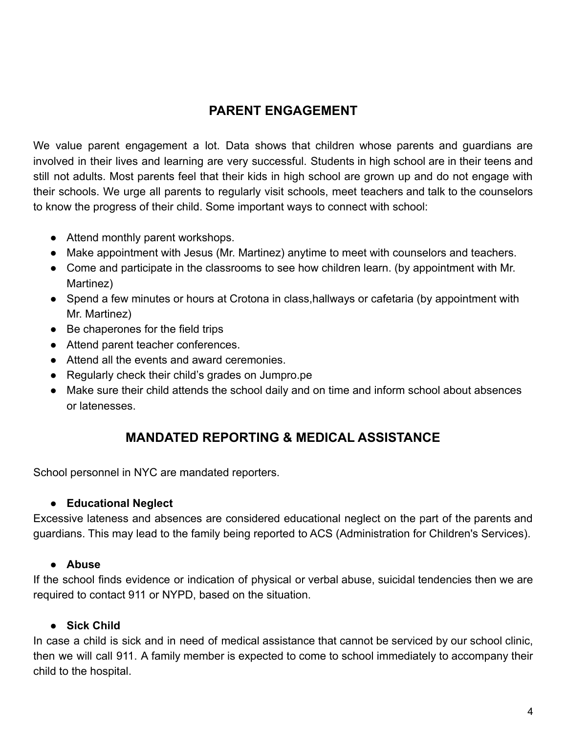## PARENT ENGAGEMENT

We value parent engagement a lot. Data shows that children whose parents and guardians are involved in their lives and learning are very successful. Students in high school are in their teens and still not adults. Most parents feel that their kids in high school are grown up and do not engage with their schools. We urge all parents to regularly visit schools, meet teachers and talk to the counselors to know the progress of their child. Some important ways to connect with school:

- Attend monthly parent workshops.
- Make appointment with Jesus (Mr. Martinez) anytime to meet with counselors and teachers.
- Come and participate in the classrooms to see how children learn. (by appointment with Mr. Martinez)
- Spend a few minutes or hours at Crotona in class,hallways or cafetaria (by appointment with Mr. Martinez)
- Be chaperones for the field trips
- Attend parent teacher conferences.
- Attend all the events and award ceremonies.
- Regularly check their child's grades on Jumpro.pe
- Make sure their child attends the school daily and on time and inform school about absences or latenesses.

## MANDATED REPORTING & MEDICAL ASSISTANCE

School personnel in NYC are mandated reporters.

- **Educational Neglect**

Excessive lateness and absences are considered educational neglect on the part of the parents and guardians. This may lead to the family being reported to ACS (Administration for Children's Services).

- **Abuse**

If the school finds evidence or indication of physical or verbal abuse, suicidal tendencies then we are required to contact 911 or NYPD, based on the situation.

- **Sick Child**

In case a child is sick and in need of medical assistance that cannot be serviced by our school clinic, then we will call 911. A family member is expected to come to school immediately to accompany their child to the hospital.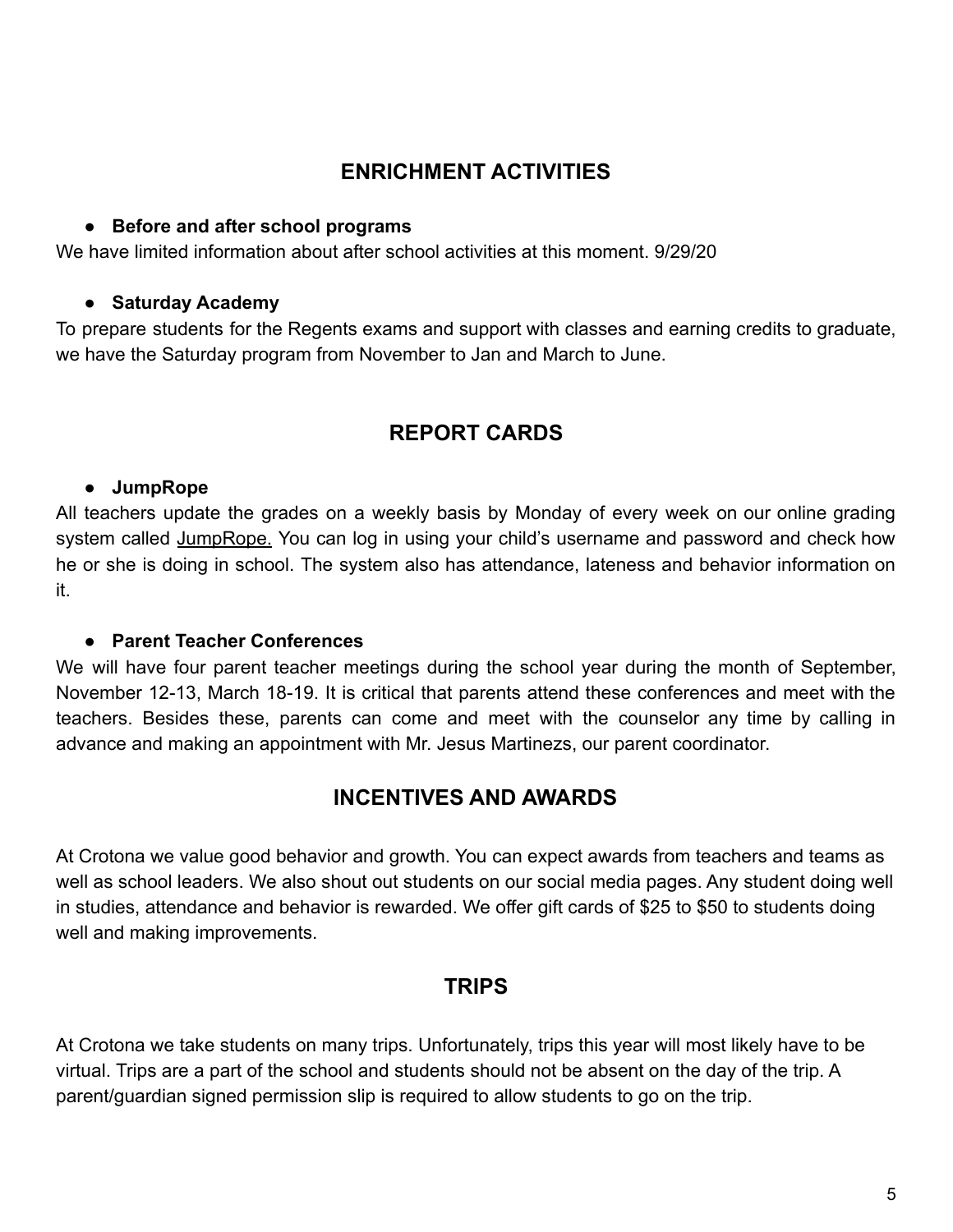## ENRICHMENT ACTIVITIES

- **Before and after school programs**

We have limited information about after school activities at this moment. 9/29/20

- **Saturday Academy**

To prepare students for the Regents exams and support with classes and earning credits to graduate, we have the Saturday program from November to Jan and March to June.

## REPORT CARDS

- **JumpRope**

All teachers update the grades on a weekly basis by Monday of every week on our online grading system called JumpRope. You can log in using your child's username and password and check how he or she is doing in school. The system also has attendance, lateness and behavior information on it.

- **Parent Teacher Conferences**

We will have four parent teacher meetings during the school year during the month of September, November 12-13, March 18-19. It is critical that parents attend these conferences and meet with the teachers. Besides these, parents can come and meet with the counselor any time by calling in advance and making an appointment with Mr. Jesus Martinezs, our parent coordinator.

## INCENTIVES AND AWARDS

At Crotona we value good behavior and growth. You can expect awards from teachers and teams as well as school leaders. We also shout out students on our social media pages. Any student doing well in studies, attendance and behavior is rewarded. We offer gift cards of $25 to $50 to students doing well and making improvements.

## TRIPS

At Crotona we take students on many trips. Unfortunately, trips this year will most likely have to be virtual. Trips are a part of the school and students should not be absent on the day of the trip. A parent/guardian signed permission slip is required to allow students to go on the trip.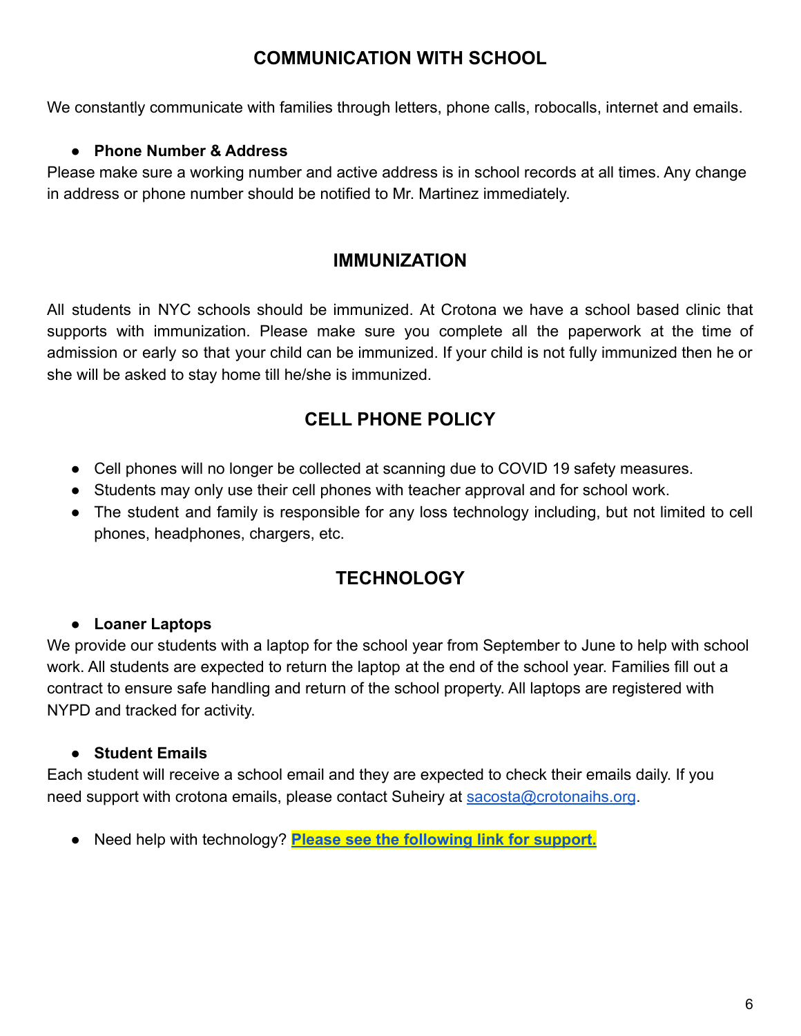## COMMUNICATION WITH SCHOOL

We constantly communicate with families through letters, phone calls, robocalls, internet and emails.

- **Phone Number & Address**

Please make sure a working number and active address is in school records at all times. Any change in address or phone number should be notified to Mr. Martinez immediately.

## IMMUNIZATION

All students in NYC schools should be immunized. At Crotona we have a school based clinic that supports with immunization. Please make sure you complete all the paperwork at the time of admission or early so that your child can be immunized. If your child is not fully immunized then he or she will be asked to stay home till he/she is immunized.

## CELL PHONE POLICY

- Cell phones will no longer be collected at scanning due to COVID 19 safety measures.
- Students may only use their cell phones with teacher approval and for school work.
- The student and family is responsible for any loss technology including, but not limited to cell phones, headphones, chargers, etc.

## TECHNOLOGY

- **Loaner Laptops**

We provide our students with a laptop for the school year from September to June to help with school work. All students are expected to return the laptop at the end of the school year. Families fill out a contract to ensure safe handling and return of the school property. All laptops are registered with NYPD and tracked for activity.

- **Student Emails**

Each student will receive a school email and they are expected to check their emails daily. If you need support with crotona emails, please contact Suheiry at sacosta@crotonaihs.org.

- Need help with technology? **Please see the following link for support.**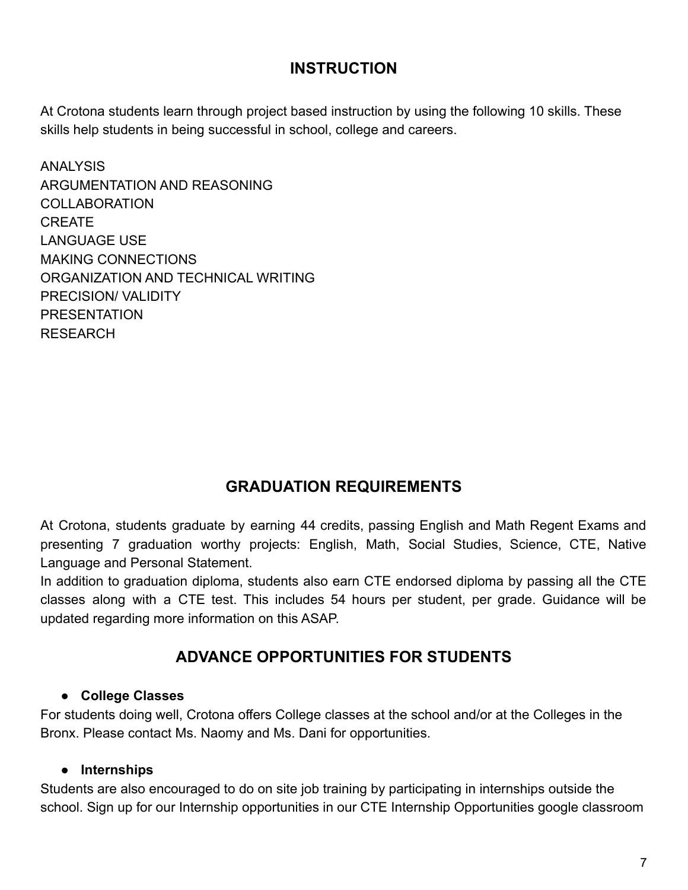## INSTRUCTION

At Crotona students learn through project based instruction by using the following 10 skills. These skills help students in being successful in school, college and careers.

ANALYSIS
ARGUMENTATION AND REASONING
COLLABORATION
CREATE
LANGUAGE USE
MAKING CONNECTIONS
ORGANIZATION AND TECHNICAL WRITING
PRECISION/ VALIDITY
PRESENTATION
RESEARCH

## GRADUATION REQUIREMENTS

At Crotona, students graduate by earning 44 credits, passing English and Math Regent Exams and presenting 7 graduation worthy projects: English, Math, Social Studies, Science, CTE, Native Language and Personal Statement.
In addition to graduation diploma, students also earn CTE endorsed diploma by passing all the CTE classes along with a CTE test. This includes 54 hours per student, per grade. Guidance will be updated regarding more information on this ASAP.

## ADVANCE OPPORTUNITIES FOR STUDENTS

- **College Classes**

For students doing well, Crotona offers College classes at the school and/or at the Colleges in the Bronx. Please contact Ms. Naomy and Ms. Dani for opportunities.

- **Internships**

Students are also encouraged to do on site job training by participating in internships outside the school. Sign up for our Internship opportunities in our CTE Internship Opportunities google classroom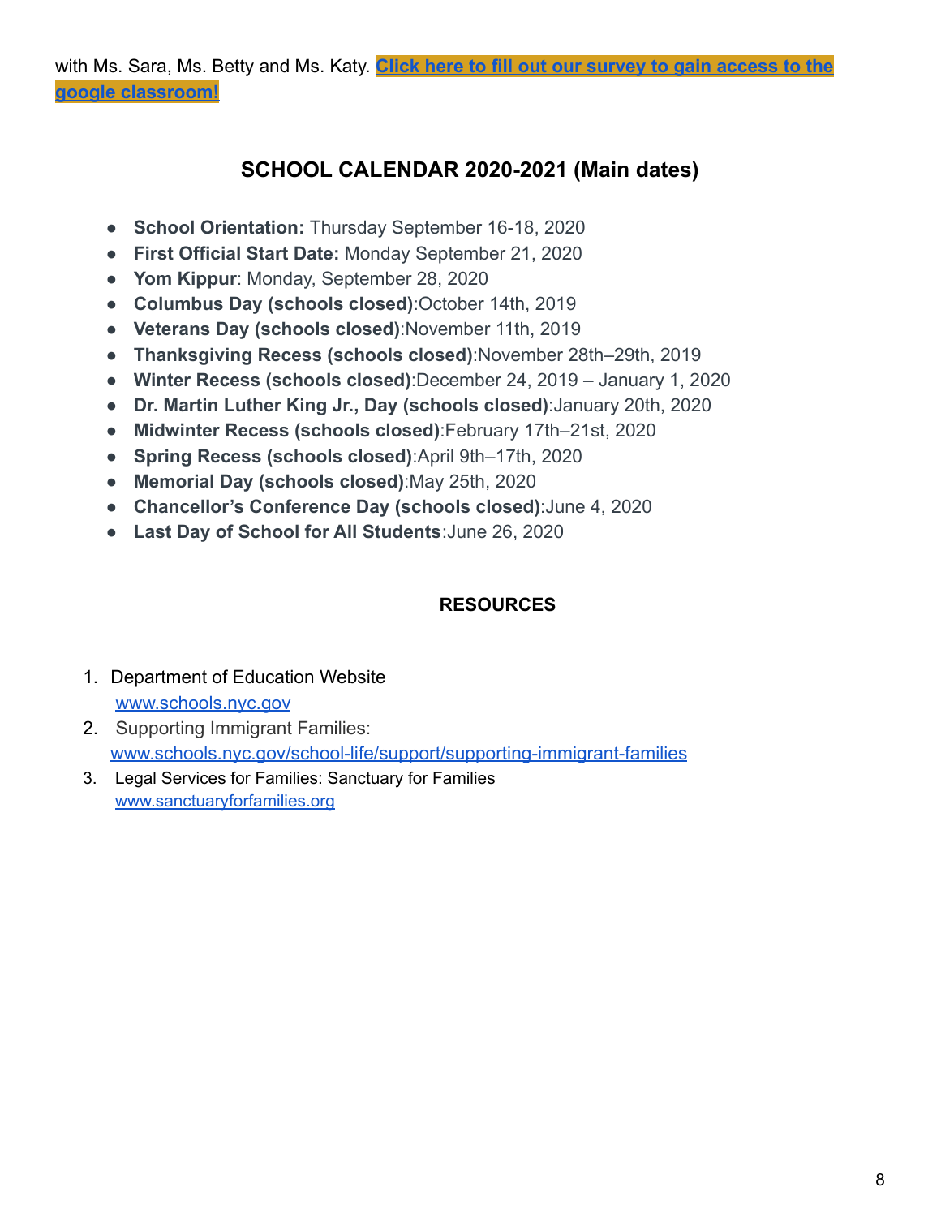with Ms. Sara, Ms. Betty and Ms. Katy. **Click here to fill out our survey to gain access to the google classroom!**

## SCHOOL CALENDAR 2020-2021 (Main dates)

- **School Orientation:** Thursday September 16-18, 2020
- **First Official Start Date:** Monday September 21, 2020
- **Yom Kippur**: Monday, September 28, 2020
- **Columbus Day (schools closed)**:October 14th, 2019
- **Veterans Day (schools closed)**:November 11th, 2019
- **Thanksgiving Recess (schools closed)**:November 28th–29th, 2019
- **Winter Recess (schools closed)**:December 24, 2019 – January 1, 2020
- **Dr. Martin Luther King Jr., Day (schools closed)**:January 20th, 2020
- **Midwinter Recess (schools closed)**:February 17th–21st, 2020
- **Spring Recess (schools closed)**:April 9th–17th, 2020
- **Memorial Day (schools closed)**:May 25th, 2020
- **Chancellor's Conference Day (schools closed)**:June 4, 2020
- **Last Day of School for All Students**:June 26, 2020

## RESOURCES

1. Department of Education Website
   www.schools.nyc.gov
2. Supporting Immigrant Families:
   www.schools.nyc.gov/school-life/support/supporting-immigrant-families
3. Legal Services for Families: Sanctuary for Families
   www.sanctuaryforfamilies.org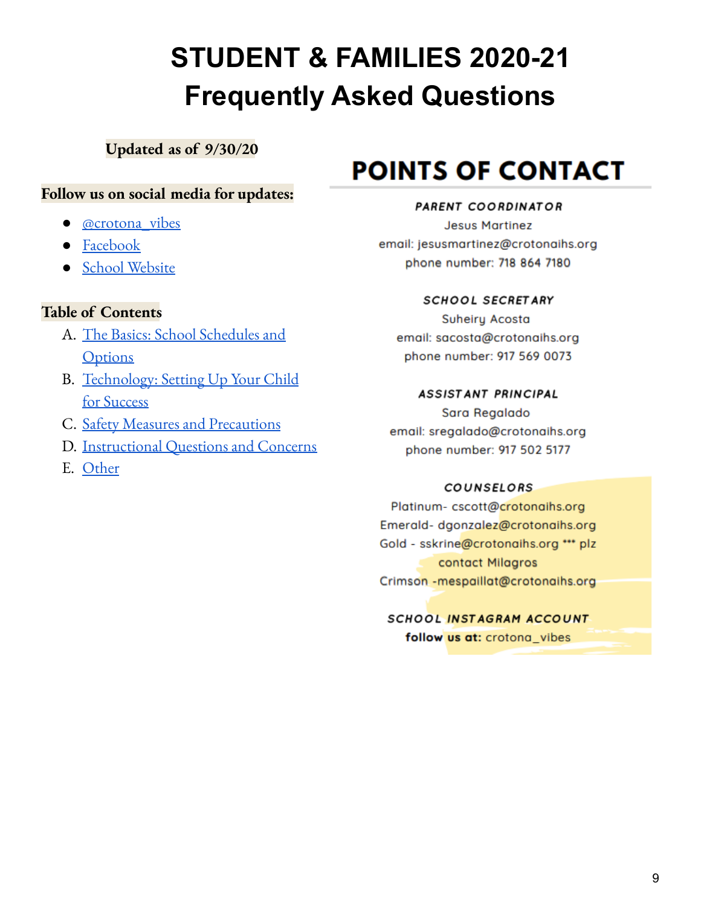# STUDENT & FAMILIES 2020-21 Frequently Asked Questions

**Updated as of 9/30/20**

**Follow us on social media for updates:**

- @crotona_vibes
- Facebook
- School Website

**Table of Contents**

A. The Basics: School Schedules and Options
B. Technology: Setting Up Your Child for Success
C. Safety Measures and Precautions
D. Instructional Questions and Concerns
E. Other

## POINTS OF CONTACT

***PARENT COORDINATOR***
Jesus Martinez
email: jesusmartinez@crotonaihs.org
phone number: 718 864 7180

***SCHOOL SECRETARY***
Suheiry Acosta
email: sacosta@crotonaihs.org
phone number: 917 569 0073

***ASSISTANT PRINCIPAL***
Sara Regalado
email: sregalado@crotonaihs.org
phone number: 917 502 5177

***COUNSELORS***
Platinum- cscott@crotonaihs.org
Emerald- dgonzalez@crotonaihs.org
Gold - sskrine@crotonaihs.org *** plz contact Milagros
Crimson -mespaillat@crotonaihs.org

***SCHOOL INSTAGRAM ACCOUNT***
**follow us at:** crotona_vibes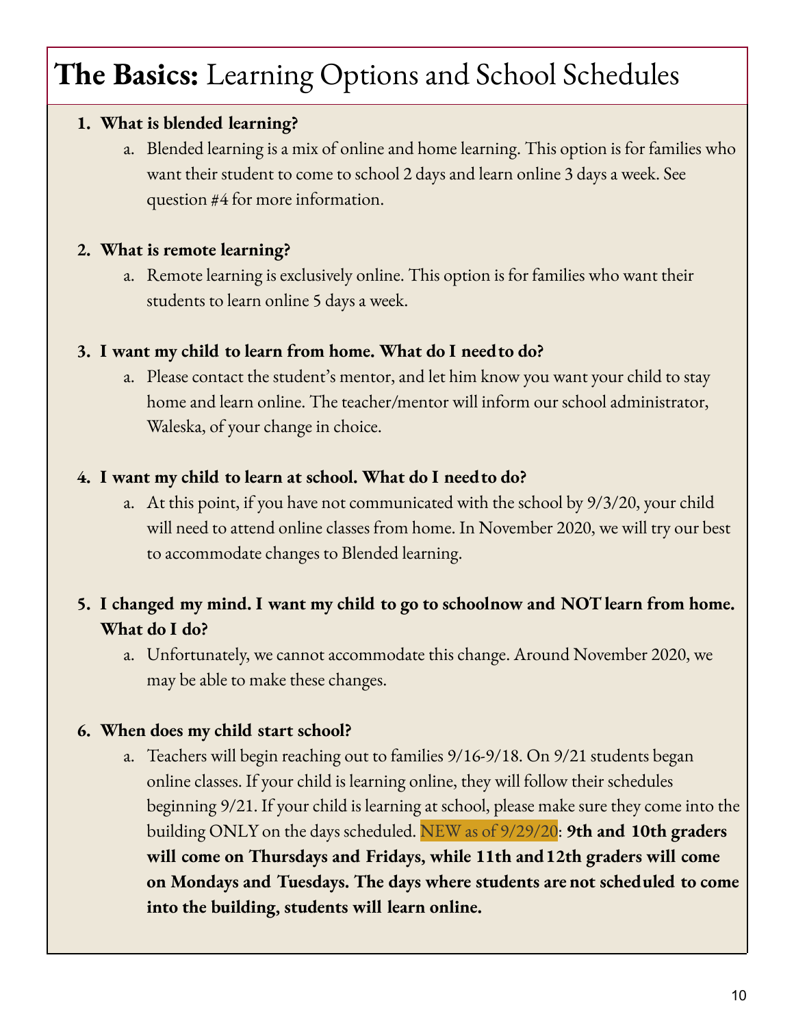# **The Basics:** Learning Options and School Schedules

1. **What is blended learning?**
    a. Blended learning is a mix of online and home learning. This option is for families who want their student to come to school 2 days and learn online 3 days a week. See question #4 for more information.

2. **What is remote learning?**
    a. Remote learning is exclusively online. This option is for families who want their students to learn online 5 days a week.

3. **I want my child to learn from home. What do I need to do?**
    a. Please contact the student's mentor, and let him know you want your child to stay home and learn online. The teacher/mentor will inform our school administrator, Waleska, of your change in choice.

4. **I want my child to learn at school. What do I need to do?**
    a. At this point, if you have not communicated with the school by 9/3/20, your child will need to attend online classes from home. In November 2020, we will try our best to accommodate changes to Blended learning.

5. **I changed my mind. I want my child to go to school now and NOT learn from home. What do I do?**
    a. Unfortunately, we cannot accommodate this change. Around November 2020, we may be able to make these changes.

6. **When does my child start school?**
    a. Teachers will begin reaching out to families 9/16-9/18. On 9/21 students began online classes. If your child is learning online, they will follow their schedules beginning 9/21. If your child is learning at school, please make sure they come into the building ONLY on the days scheduled. NEW as of 9/29/20: **9th and 10th graders will come on Thursdays and Fridays, while 11th and 12th graders will come on Mondays and Tuesdays. The days where students are not scheduled to come into the building, students will learn online.**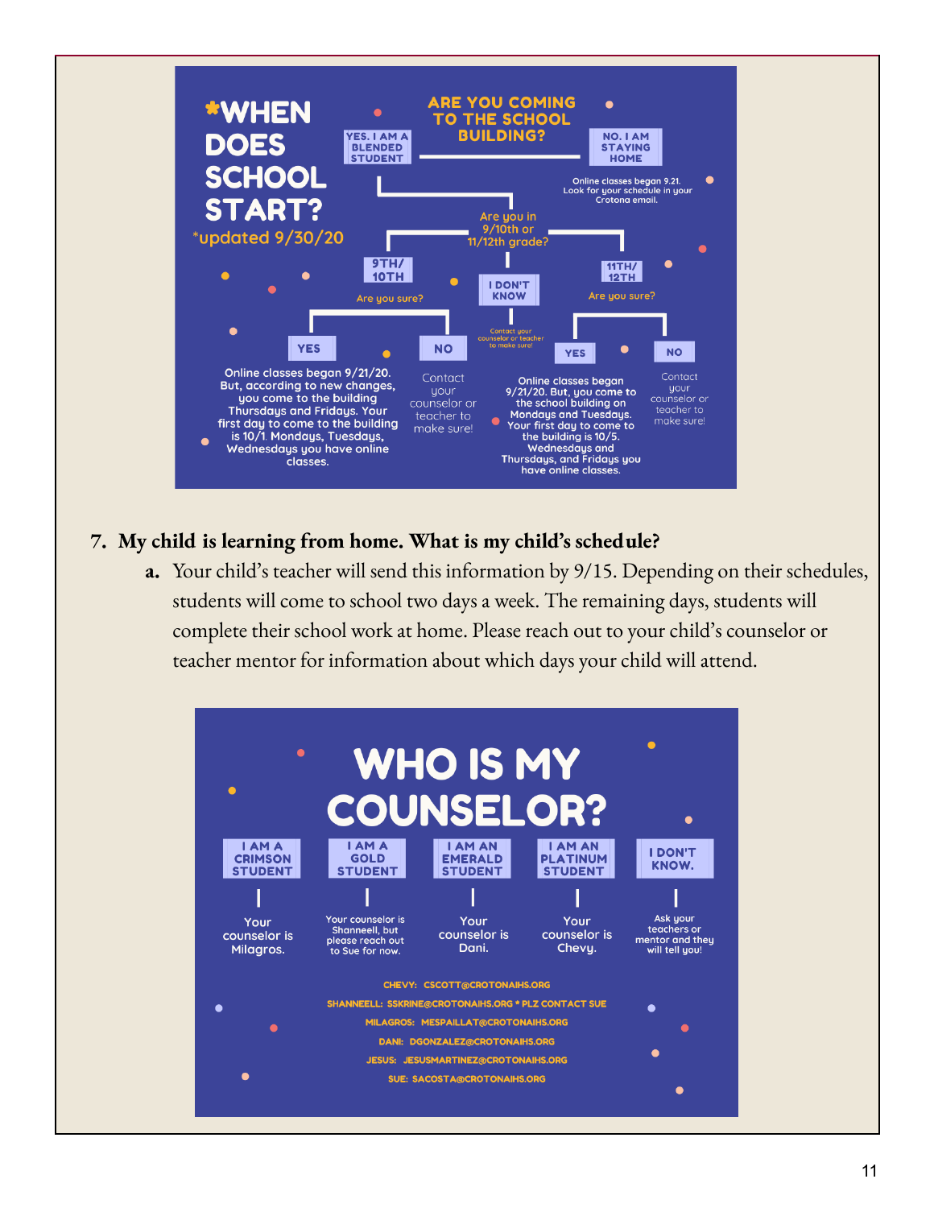# *WHEN DOES SCHOOL START?

*updated 9/30/20

**ARE YOU COMING TO THE SCHOOL BUILDING?**

- **NO. I AM STAYING HOME**
  - Online classes began 9.21. Look for your schedule in your Crotona email.
- **YES. I AM A BLENDED STUDENT**
  - Are you in 9/10th or 11/12th grade?
    - **9TH/10TH** — Are you sure?
      - **YES**: Online classes began 9/21/20. But, according to new changes, you come to the building Thursdays and Fridays. Your first day to come to the building is 10/1. Mondays, Tuesdays, Wednesdays you have online classes.
      - **NO**: Contact your counselor or teacher to make sure!
    - **I DON'T KNOW** — Contact your counselor or teacher to make sure!
    - **11TH/12TH** — Are you sure?
      - **YES**: Online classes began 9/21/20. But, you come to the school building on Mondays and Tuesdays. Your first day to come to the building is 10/5. Wednesdays and Thursdays, and Fridays you have online classes.
      - **NO**: Contact your counselor or teacher to make sure!

7. **My child is learning from home. What is my child's schedule?**
   a. Your child's teacher will send this information by 9/15. Depending on their schedules, students will come to school two days a week. The remaining days, students will complete their school work at home. Please reach out to your child's counselor or teacher mentor for information about which days your child will attend.

# WHO IS MY COUNSELOR?

| I AM A CRIMSON STUDENT | I AM A GOLD STUDENT | I AM AN EMERALD STUDENT | I AM AN PLATINUM STUDENT | I DON'T KNOW. |
|---|---|---|---|---|
| Your counselor is Milagros. | Your counselor is Shanneell, but please reach out to Sue for now. | Your counselor is Dani. | Your counselor is Chevy. | Ask your teachers or mentor and they will tell you! |

CHEVY: CSCOTT@CROTONAIHS.ORG
SHANNEELL: SSKRINE@CROTONAIHS.ORG * PLZ CONTACT SUE
MILAGROS: MESPAILLAT@CROTONAIHS.ORG
DANI: DGONZALEZ@CROTONAIHS.ORG
JESUS: JESUSMARTINEZ@CROTONAIHS.ORG
SUE: SACOSTA@CROTONAIHS.ORG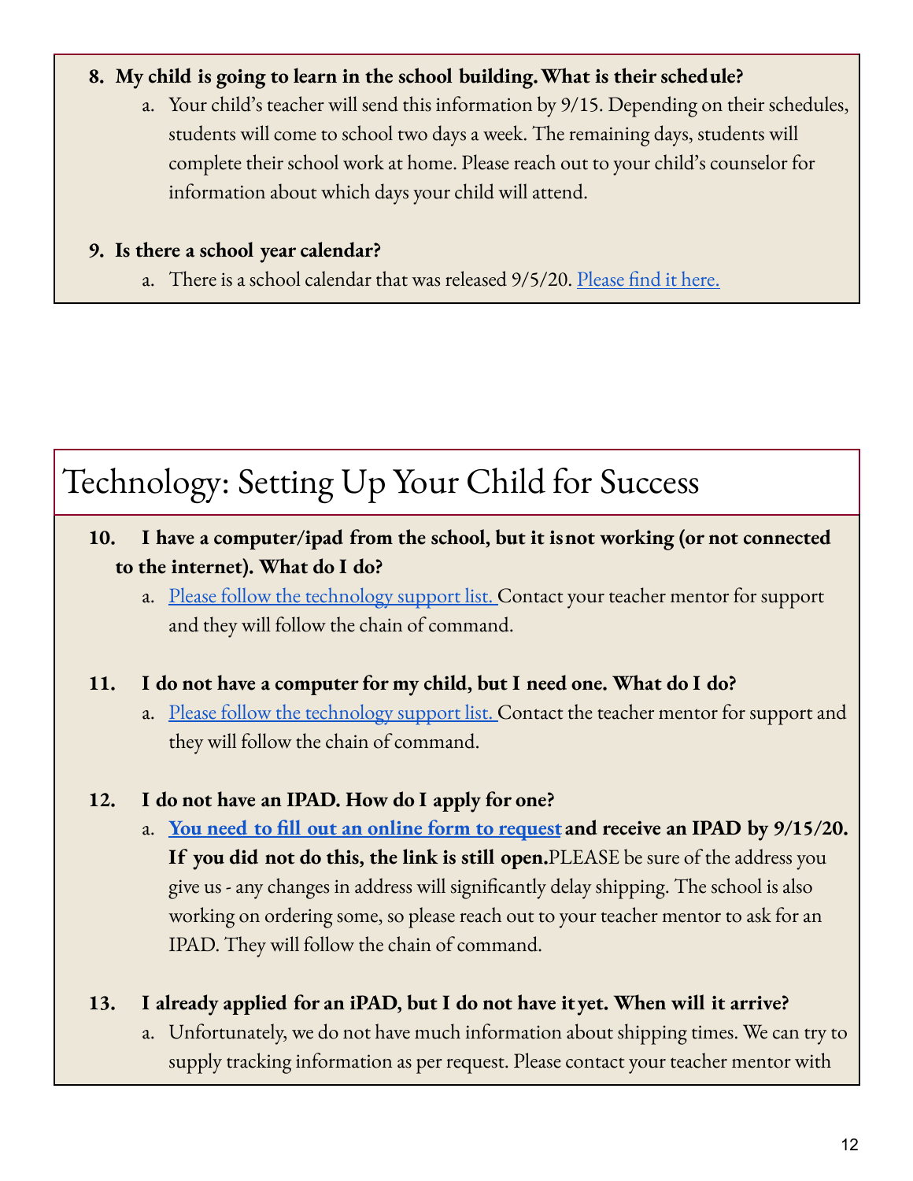8. **My child is going to learn in the school building. What is their schedule?**
    a. Your child's teacher will send this information by 9/15. Depending on their schedules, students will come to school two days a week. The remaining days, students will complete their school work at home. Please reach out to your child's counselor for information about which days your child will attend.

9. **Is there a school year calendar?**
    a. There is a school calendar that was released 9/5/20. Please find it here.

# Technology: Setting Up Your Child for Success

10. **I have a computer/ipad from the school, but it is not working (or not connected to the internet). What do I do?**
    a. Please follow the technology support list. Contact your teacher mentor for support and they will follow the chain of command.

11. **I do not have a computer for my child, but I need one. What do I do?**
    a. Please follow the technology support list. Contact the teacher mentor for support and they will follow the chain of command.

12. **I do not have an IPAD. How do I apply for one?**
    a. **You need to fill out an online form to request and receive an IPAD by 9/15/20. If you did not do this, the link is still open.** PLEASE be sure of the address you give us - any changes in address will significantly delay shipping. The school is also working on ordering some, so please reach out to your teacher mentor to ask for an IPAD. They will follow the chain of command.

13. **I already applied for an iPAD, but I do not have it yet. When will it arrive?**
    a. Unfortunately, we do not have much information about shipping times. We can try to supply tracking information as per request. Please contact your teacher mentor with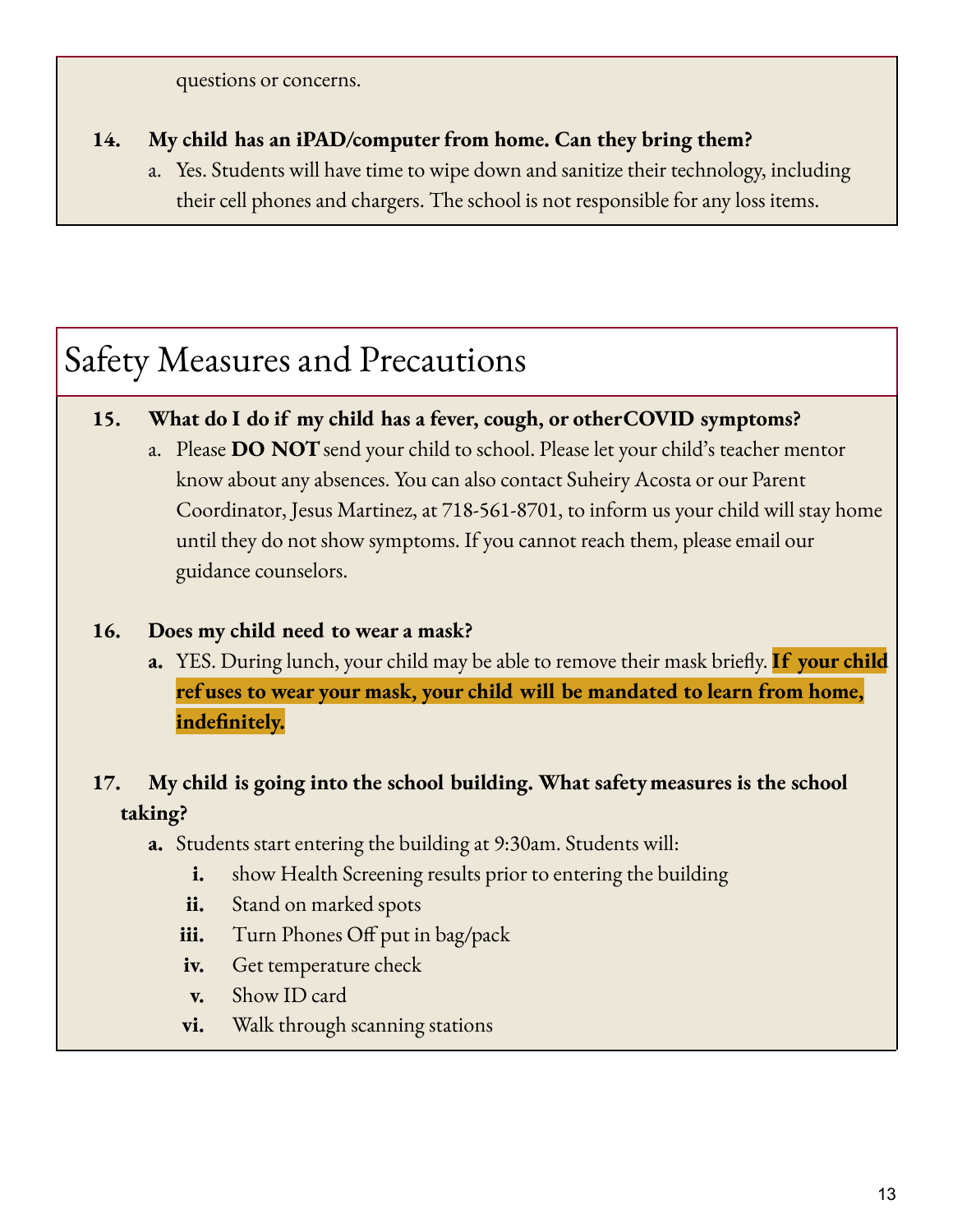questions or concerns.

**14. My child has an iPAD/computer from home. Can they bring them?**

a. Yes. Students will have time to wipe down and sanitize their technology, including their cell phones and chargers. The school is not responsible for any loss items.

## Safety Measures and Precautions

**15. What do I do if my child has a fever, cough, or other COVID symptoms?**

a. Please **DO NOT** send your child to school. Please let your child's teacher mentor know about any absences. You can also contact Suheiry Acosta or our Parent Coordinator, Jesus Martinez, at 718-561-8701, to inform us your child will stay home until they do not show symptoms. If you cannot reach them, please email our guidance counselors.

**16. Does my child need to wear a mask?**

**a.** YES. During lunch, your child may be able to remove their mask briefly. **If your child refuses to wear your mask, your child will be mandated to learn from home, indefinitely.**

**17. My child is going into the school building. What safety measures is the school taking?**

**a.** Students start entering the building at 9:30am. Students will:

**i.** show Health Screening results prior to entering the building
**ii.** Stand on marked spots
**iii.** Turn Phones Off put in bag/pack
**iv.** Get temperature check
**v.** Show ID card
**vi.** Walk through scanning stations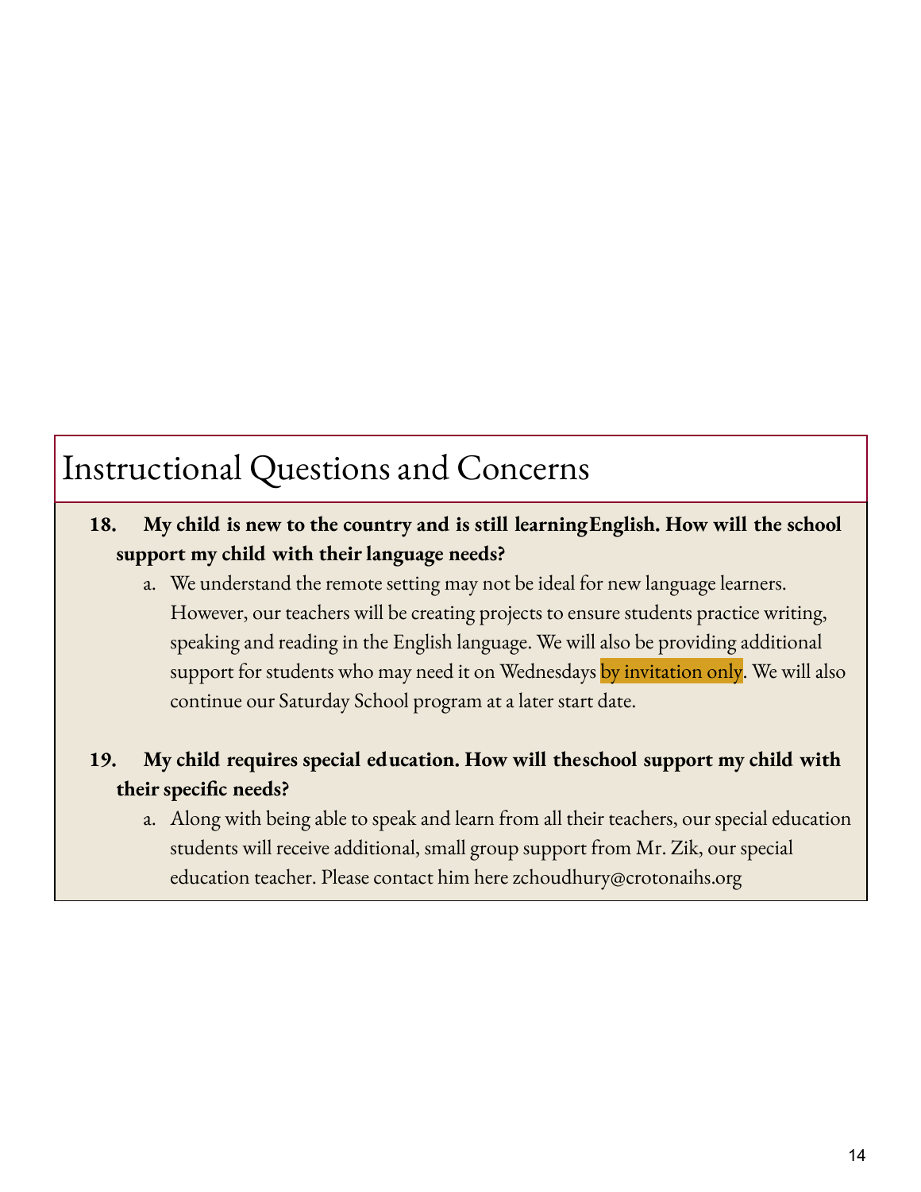# Instructional Questions and Concerns

**18. My child is new to the country and is still learningEnglish. How will the school support my child with their language needs?**

a. We understand the remote setting may not be ideal for new language learners. However, our teachers will be creating projects to ensure students practice writing, speaking and reading in the English language. We will also be providing additional support for students who may need it on Wednesdays by invitation only. We will also continue our Saturday School program at a later start date.

**19. My child requires special education. How will theschool support my child with their specific needs?**

a. Along with being able to speak and learn from all their teachers, our special education students will receive additional, small group support from Mr. Zik, our special education teacher. Please contact him here zchoudhury@crotonaihs.org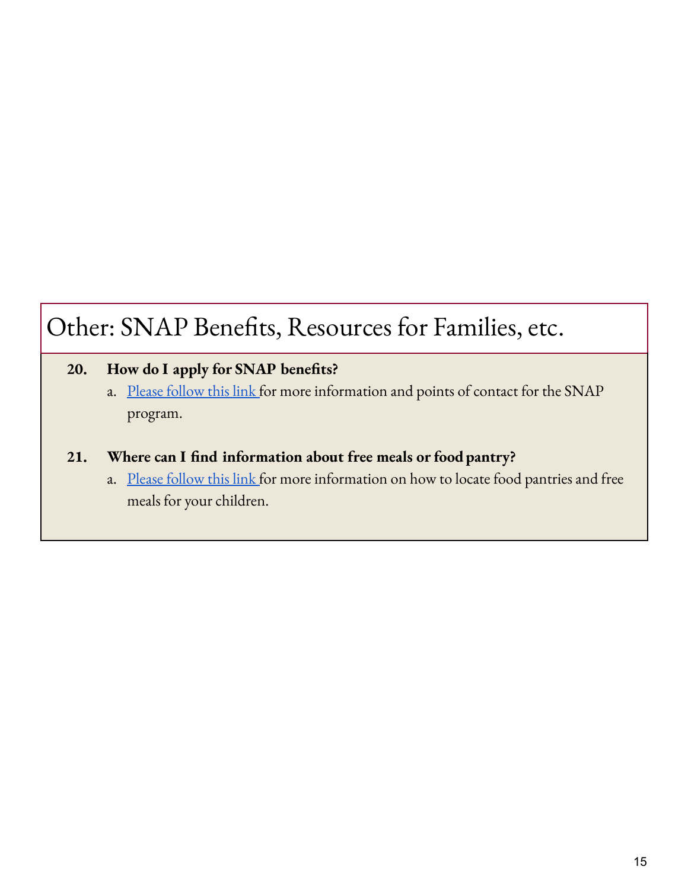# Other: SNAP Benefits, Resources for Families, etc.

**20. How do I apply for SNAP benefits?**

a. Please follow this link for more information and points of contact for the SNAP program.

**21. Where can I find information about free meals or food pantry?**

a. Please follow this link for more information on how to locate food pantries and free meals for your children.